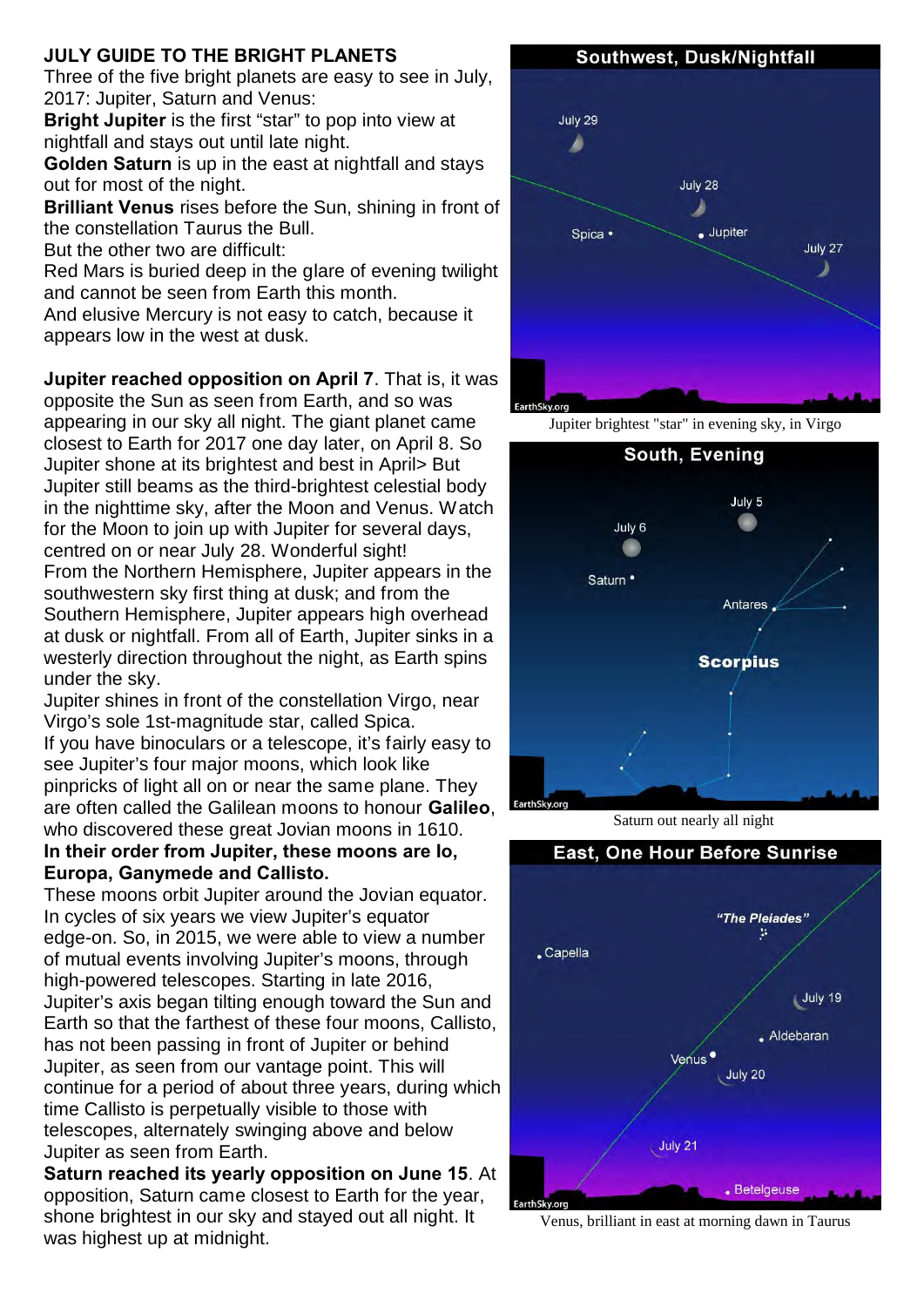## JULY GUIDE TO THE BRIGHT PLANETS

Three of the five bright planets are easy to see in July, 2017: Jupiter, Saturn and Venus:

**Bright Jupiter** is the first "star" to pop into view at nightfall and stays out until late night.

**Golden Saturn** is up in the east at nightfall and stays out for most of the night.

**Brilliant Venus** rises before the Sun, shining in front of the constellation Taurus the Bull.

But the other two are difficult:

Red Mars is buried deep in the glare of evening twilight and cannot be seen from Earth this month.

And elusive Mercury is not easy to catch, because it appears low in the west at dusk.

**Jupiter reached opposition on April 7**. That is, it was opposite the Sun as seen from Earth, and so was appearing in our sky all night. The giant planet came closest to Earth for 2017 one day later, on April 8. So Jupiter shone at its brightest and best in April> But Jupiter still beams as the third-brightest celestial body in the nighttime sky, after the Moon and Venus. Watch for the Moon to join up with Jupiter for several days, centred on or near July 28. Wonderful sight!

From the Northern Hemisphere, Jupiter appears in the southwestern sky first thing at dusk; and from the Southern Hemisphere, Jupiter appears high overhead at dusk or nightfall. From all of Earth, Jupiter sinks in a westerly direction throughout the night, as Earth spins under the sky.

Jupiter shines in front of the constellation Virgo, near Virgo's sole 1st-magnitude star, called Spica.

If you have binoculars or a telescope, it's fairly easy to see Jupiter's four major moons, which look like pinpricks of light all on or near the same plane. They are often called the Galilean moons to honour **Galileo**, who discovered these great Jovian moons in 1610.

**In their order from Jupiter, these moons are Io, Europa, Ganymede and Callisto.**

These moons orbit Jupiter around the Jovian equator. In cycles of six years we view Jupiter's equator edge-on. So, in 2015, we were able to view a number of mutual events involving Jupiter's moons, through high-powered telescopes. Starting in late 2016, Jupiter's axis began tilting enough toward the Sun and Earth so that the farthest of these four moons, Callisto, has not been passing in front of Jupiter or behind Jupiter, as seen from our vantage point. This will continue for a period of about three years, during which time Callisto is perpetually visible to those with telescopes, alternately swinging above and below Jupiter as seen from Earth.

**Saturn reached its yearly opposition on June 15**. At opposition, Saturn came closest to Earth for the year, shone brightest in our sky and stayed out all night. It was highest up at midnight.

**Southwest, Dusk/Nightfall**

July 29, July 28, Spica, Jupiter, July 27, EarthSky.org

Jupiter brightest "star" in evening sky, in Virgo

**South, Evening**

July 5, July 6, Saturn, Antares, Scorpius, EarthSky.org

Saturn out nearly all night

**East, One Hour Before Sunrise**

"The Pleiades", Capella, July 19, Aldebaran, Venus, July 20, July 21, Betelgeuse, EarthSky.org

Venus, brilliant in east at morning dawn in Taurus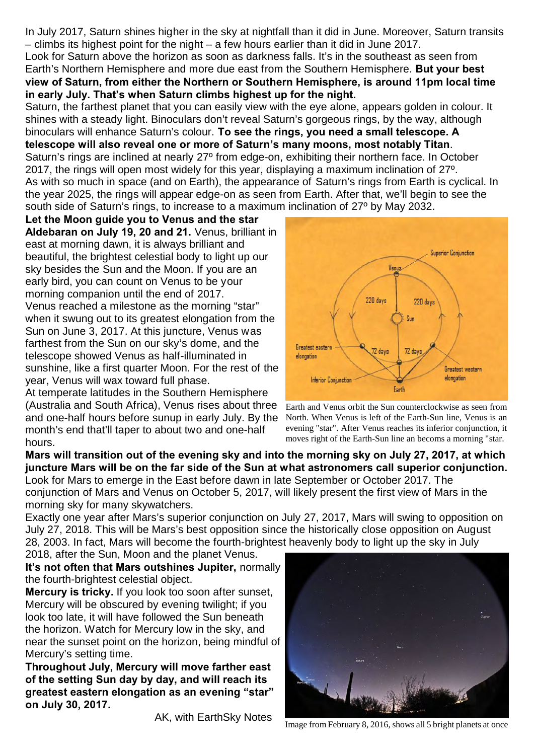In July 2017, Saturn shines higher in the sky at nightfall than it did in June. Moreover, Saturn transits – climbs its highest point for the night – a few hours earlier than it did in June 2017.

Look for Saturn above the horizon as soon as darkness falls. It's in the southeast as seen from Earth's Northern Hemisphere and more due east from the Southern Hemisphere. **But your best view of Saturn, from either the Northern or Southern Hemisphere, is around 11pm local time in early July. That's when Saturn climbs highest up for the night.**

Saturn, the farthest planet that you can easily view with the eye alone, appears golden in colour. It shines with a steady light. Binoculars don't reveal Saturn's gorgeous rings, by the way, although binoculars will enhance Saturn's colour. **To see the rings, you need a small telescope. A telescope will also reveal one or more of Saturn's many moons, most notably Titan**.

Saturn's rings are inclined at nearly 27º from edge-on, exhibiting their northern face. In October 2017, the rings will open most widely for this year, displaying a maximum inclination of 27º.

As with so much in space (and on Earth), the appearance of Saturn's rings from Earth is cyclical. In the year 2025, the rings will appear edge-on as seen from Earth. After that, we'll begin to see the south side of Saturn's rings, to increase to a maximum inclination of 27º by May 2032.

**Let the Moon guide you to Venus and the star Aldebaran on July 19, 20 and 21.** Venus, brilliant in east at morning dawn, it is always brilliant and beautiful, the brightest celestial body to light up our sky besides the Sun and the Moon. If you are an early bird, you can count on Venus to be your morning companion until the end of 2017.

Venus reached a milestone as the morning "star" when it swung out to its greatest elongation from the Sun on June 3, 2017. At this juncture, Venus was farthest from the Sun on our sky's dome, and the telescope showed Venus as half-illuminated in sunshine, like a first quarter Moon. For the rest of the year, Venus will wax toward full phase.

At temperate latitudes in the Southern Hemisphere (Australia and South Africa), Venus rises about three and one-half hours before sunup in early July. By the month's end that'll taper to about two and one-half hours.

Superior Conjunction
Venus
220 days
220 days
Sun
Greatest eastern elongation
72 days
72 days
Greatest western elongation
Inferior Conjunction
Earth

Earth and Venus orbit the Sun counterclockwise as seen from North. When Venus is left of the Earth-Sun line, Venus is an evening "star". After Venus reaches its inferior conjunction, it moves right of the Earth-Sun line an becoms a morning "star.

**Mars will transition out of the evening sky and into the morning sky on July 27, 2017, at which juncture Mars will be on the far side of the Sun at what astronomers call superior conjunction.** Look for Mars to emerge in the East before dawn in late September or October 2017. The conjunction of Mars and Venus on October 5, 2017, will likely present the first view of Mars in the morning sky for many skywatchers.

Exactly one year after Mars's superior conjunction on July 27, 2017, Mars will swing to opposition on July 27, 2018. This will be Mars's best opposition since the historically close opposition on August 28, 2003. In fact, Mars will become the fourth-brightest heavenly body to light up the sky in July 2018, after the Sun, Moon and the planet Venus.

**It's not often that Mars outshines Jupiter,** normally the fourth-brightest celestial object.

**Mercury is tricky.** If you look too soon after sunset, Mercury will be obscured by evening twilight; if you look too late, it will have followed the Sun beneath the horizon. Watch for Mercury low in the sky, and near the sunset point on the horizon, being mindful of Mercury's setting time.

**Throughout July, Mercury will move farther east of the setting Sun day by day, and will reach its greatest eastern elongation as an evening "star" on July 30, 2017.**

AK, with EarthSky Notes

Image from February 8, 2016, shows all 5 bright planets at once